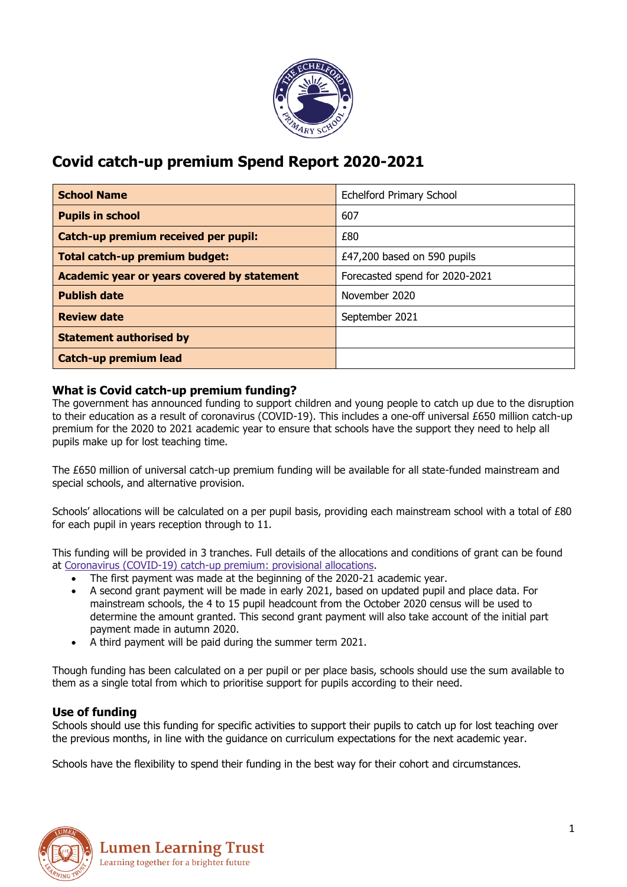# Covid catch-up premium Spend Report 2020-2021

| **School Name** | Echelford Primary School |
|---|---|
| **Pupils in school** | 607 |
| **Catch-up premium received per pupil:** | £80 |
| **Total catch-up premium budget:** | £47,200 based on 590 pupils |
| **Academic year or years covered by statement** | Forecasted spend for 2020-2021 |
| **Publish date** | November 2020 |
| **Review date** | September 2021 |
| **Statement authorised by** | |
| **Catch-up premium lead** | |

### What is Covid catch-up premium funding?

The government has announced funding to support children and young people to catch up due to the disruption to their education as a result of coronavirus (COVID-19). This includes a one-off universal £650 million catch-up premium for the 2020 to 2021 academic year to ensure that schools have the support they need to help all pupils make up for lost teaching time.

The £650 million of universal catch-up premium funding will be available for all state-funded mainstream and special schools, and alternative provision.

Schools' allocations will be calculated on a per pupil basis, providing each mainstream school with a total of £80 for each pupil in years reception through to 11.

This funding will be provided in 3 tranches. Full details of the allocations and conditions of grant can be found at [Coronavirus (COVID-19) catch-up premium: provisional allocations](#).

- The first payment was made at the beginning of the 2020-21 academic year.
- A second grant payment will be made in early 2021, based on updated pupil and place data. For mainstream schools, the 4 to 15 pupil headcount from the October 2020 census will be used to determine the amount granted. This second grant payment will also take account of the initial part payment made in autumn 2020.
- A third payment will be paid during the summer term 2021.

Though funding has been calculated on a per pupil or per place basis, schools should use the sum available to them as a single total from which to prioritise support for pupils according to their need.

### Use of funding

Schools should use this funding for specific activities to support their pupils to catch up for lost teaching over the previous months, in line with the guidance on curriculum expectations for the next academic year.

Schools have the flexibility to spend their funding in the best way for their cohort and circumstances.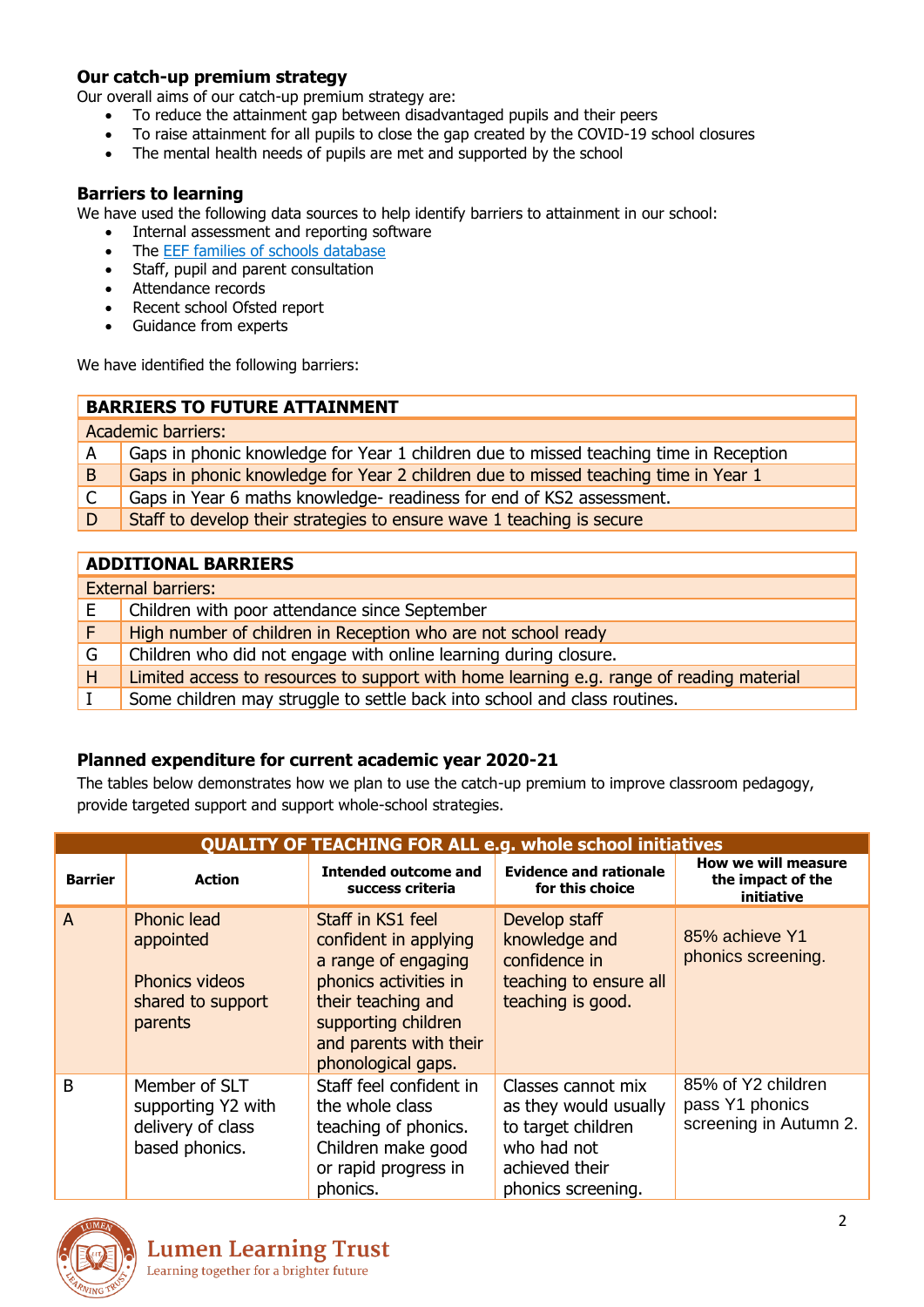### Our catch-up premium strategy

Our overall aims of our catch-up premium strategy are:

- To reduce the attainment gap between disadvantaged pupils and their peers
- To raise attainment for all pupils to close the gap created by the COVID-19 school closures
- The mental health needs of pupils are met and supported by the school

### Barriers to learning

We have used the following data sources to help identify barriers to attainment in our school:

- Internal assessment and reporting software
- The EEF families of schools database
- Staff, pupil and parent consultation
- Attendance records
- Recent school Ofsted report
- Guidance from experts

We have identified the following barriers:

| BARRIERS TO FUTURE ATTAINMENT | |
|---|---|
| Academic barriers: | |
| A | Gaps in phonic knowledge for Year 1 children due to missed teaching time in Reception |
| B | Gaps in phonic knowledge for Year 2 children due to missed teaching time in Year 1 |
| C | Gaps in Year 6 maths knowledge- readiness for end of KS2 assessment. |
| D | Staff to develop their strategies to ensure wave 1 teaching is secure |

| ADDITIONAL BARRIERS | |
|---|---|
| External barriers: | |
| E | Children with poor attendance since September |
| F | High number of children in Reception who are not school ready |
| G | Children who did not engage with online learning during closure. |
| H | Limited access to resources to support with home learning e.g. range of reading material |
| I | Some children may struggle to settle back into school and class routines. |

### Planned expenditure for current academic year 2020-21

The tables below demonstrates how we plan to use the catch-up premium to improve classroom pedagogy, provide targeted support and support whole-school strategies.

| QUALITY OF TEACHING FOR ALL e.g. whole school initiatives | | | | |
|---|---|---|---|---|
| **Barrier** | **Action** | **Intended outcome and success criteria** | **Evidence and rationale for this choice** | **How we will measure the impact of the initiative** |
| A | Phonic lead appointed<br><br>Phonics videos shared to support parents | Staff in KS1 feel confident in applying a range of engaging phonics activities in their teaching and supporting children and parents with their phonological gaps. | Develop staff knowledge and confidence in teaching to ensure all teaching is good. | 85% achieve Y1 phonics screening. |
| B | Member of SLT supporting Y2 with delivery of class based phonics. | Staff feel confident in the whole class teaching of phonics. Children make good or rapid progress in phonics. | Classes cannot mix as they would usually to target children who had not achieved their phonics screening. | 85% of Y2 children pass Y1 phonics screening in Autumn 2. |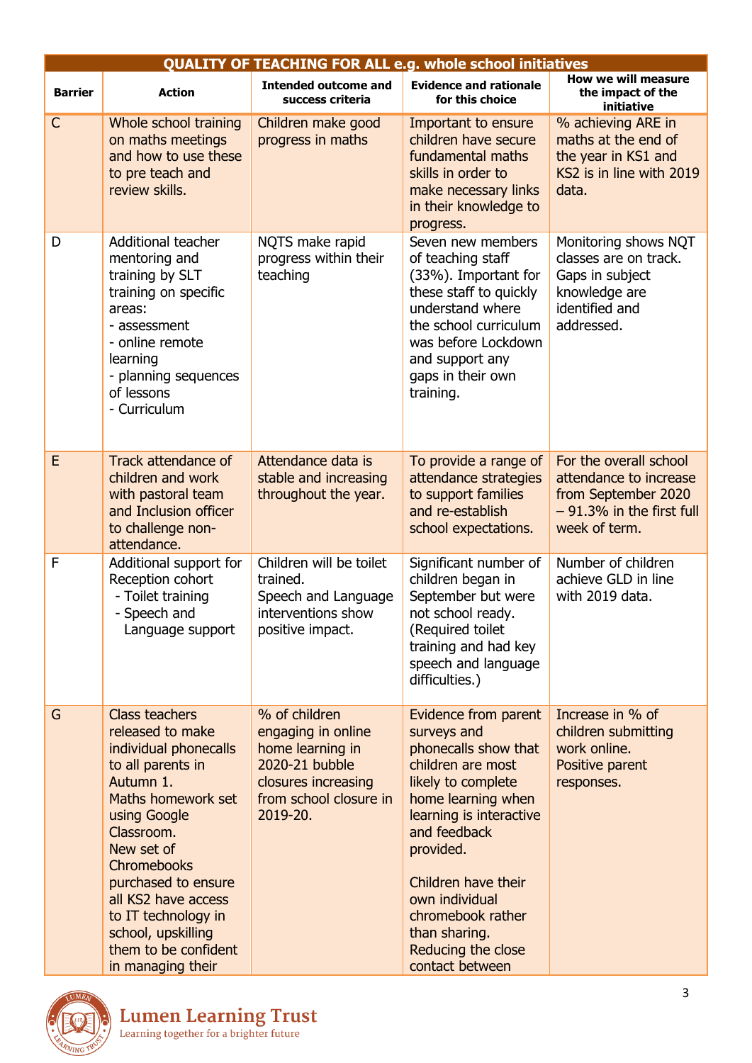| QUALITY OF TEACHING FOR ALL e.g. whole school initiatives | | | | |
|---|---|---|---|---|
| **Barrier** | **Action** | **Intended outcome and success criteria** | **Evidence and rationale for this choice** | **How we will measure the impact of the initiative** |
| C | Whole school training on maths meetings and how to use these to pre teach and review skills. | Children make good progress in maths | Important to ensure children have secure fundamental maths skills in order to make necessary links in their knowledge to progress. | % achieving ARE in maths at the end of the year in KS1 and KS2 is in line with 2019 data. |
| D | Additional teacher mentoring and training by SLT training on specific areas:<br>- assessment<br>- online remote learning<br>- planning sequences of lessons<br>- Curriculum | NQTS make rapid progress within their teaching | Seven new members of teaching staff (33%). Important for these staff to quickly understand where the school curriculum was before Lockdown and support any gaps in their own training. | Monitoring shows NQT classes are on track. Gaps in subject knowledge are identified and addressed. |
| E | Track attendance of children and work with pastoral team and Inclusion officer to challenge non-attendance. | Attendance data is stable and increasing throughout the year. | To provide a range of attendance strategies to support families and re-establish school expectations. | For the overall school attendance to increase from September 2020 – 91.3% in the first full week of term. |
| F | Additional support for Reception cohort<br>- Toilet training<br>- Speech and Language support | Children will be toilet trained.<br>Speech and Language interventions show positive impact. | Significant number of children began in September but were not school ready. (Required toilet training and had key speech and language difficulties.) | Number of children achieve GLD in line with 2019 data. |
| G | Class teachers released to make individual phonecalls to all parents in Autumn 1.<br>Maths homework set using Google Classroom.<br>New set of Chromebooks purchased to ensure all KS2 have access to IT technology in school, upskilling them to be confident in managing their | % of children engaging in online home learning in 2020-21 bubble closures increasing from school closure in 2019-20. | Evidence from parent surveys and phonecalls show that children are most likely to complete home learning when learning is interactive and feedback provided.<br><br>Children have their own individual chromebook rather than sharing. Reducing the close contact between | Increase in % of children submitting work online.<br>Positive parent responses. |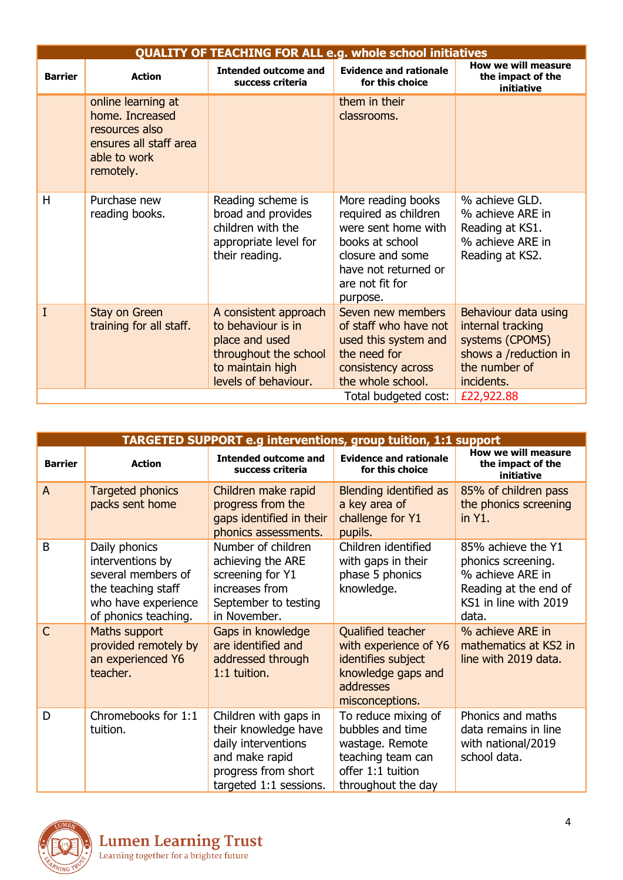| QUALITY OF TEACHING FOR ALL e.g. whole school initiatives | | | | |
|---|---|---|---|---|
| **Barrier** | **Action** | **Intended outcome and success criteria** | **Evidence and rationale for this choice** | **How we will measure the impact of the initiative** |
| | online learning at home. Increased resources also ensures all staff area able to work remotely. | | them in their classrooms. | |
| H | Purchase new reading books. | Reading scheme is broad and provides children with the appropriate level for their reading. | More reading books required as children were sent home with books at school closure and some have not returned or are not fit for purpose. | % achieve GLD.<br>% achieve ARE in Reading at KS1.<br>% achieve ARE in Reading at KS2. |
| I | Stay on Green training for all staff. | A consistent approach to behaviour is in place and used throughout the school to maintain high levels of behaviour. | Seven new members of staff who have not used this system and the need for consistency across the whole school. | Behaviour data using internal tracking systems (CPOMS) shows a /reduction in the number of incidents. |
| | | | Total budgeted cost: | £22,922.88 |

| TARGETED SUPPORT e.g interventions, group tuition, 1:1 support | | | | |
|---|---|---|---|---|
| **Barrier** | **Action** | **Intended outcome and success criteria** | **Evidence and rationale for this choice** | **How we will measure the impact of the initiative** |
| A | Targeted phonics packs sent home | Children make rapid progress from the gaps identified in their phonics assessments. | Blending identified as a key area of challenge for Y1 pupils. | 85% of children pass the phonics screening in Y1. |
| B | Daily phonics interventions by several members of the teaching staff who have experience of phonics teaching. | Number of children achieving the ARE screening for Y1 increases from September to testing in November. | Children identified with gaps in their phase 5 phonics knowledge. | 85% achieve the Y1 phonics screening.<br>% achieve ARE in Reading at the end of KS1 in line with 2019 data. |
| C | Maths support provided remotely by an experienced Y6 teacher. | Gaps in knowledge are identified and addressed through 1:1 tuition. | Qualified teacher with experience of Y6 identifies subject knowledge gaps and addresses misconceptions. | % achieve ARE in mathematics at KS2 in line with 2019 data. |
| D | Chromebooks for 1:1 tuition. | Children with gaps in their knowledge have daily interventions and make rapid progress from short targeted 1:1 sessions. | To reduce mixing of bubbles and time wastage. Remote teaching team can offer 1:1 tuition throughout the day | Phonics and maths data remains in line with national/2019 school data. |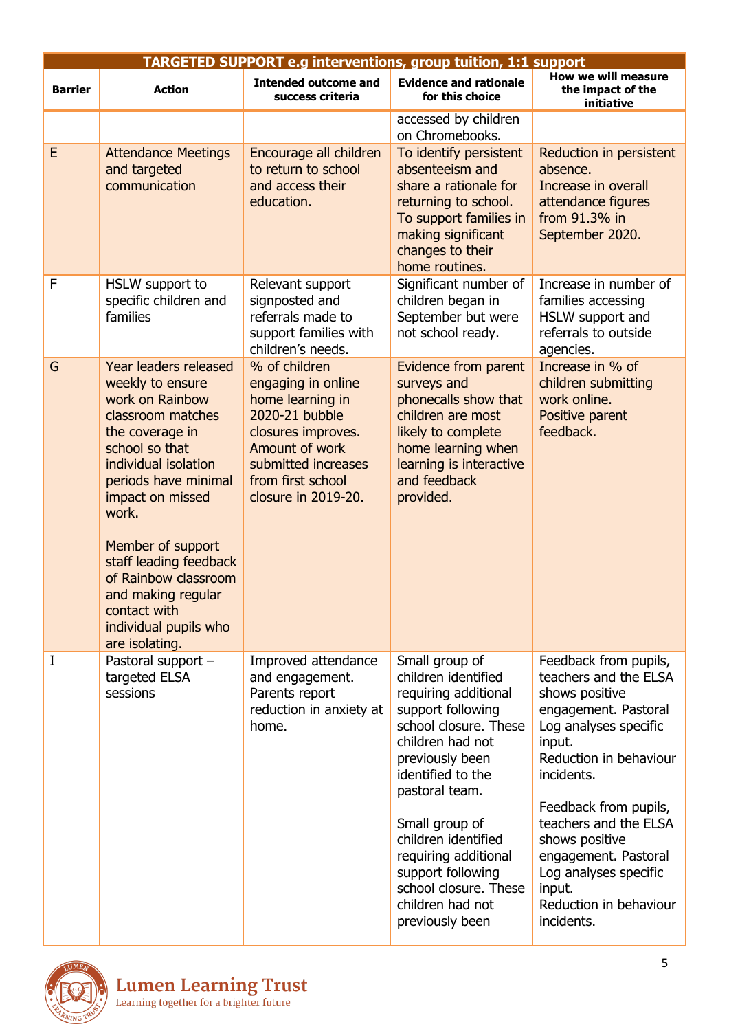| TARGETED SUPPORT e.g interventions, group tuition, 1:1 support | | | | |
|---|---|---|---|---|
| **Barrier** | **Action** | **Intended outcome and success criteria** | **Evidence and rationale for this choice** | **How we will measure the impact of the initiative** |
| | | | accessed by children on Chromebooks. | |
| E | Attendance Meetings and targeted communication | Encourage all children to return to school and access their education. | To identify persistent absenteeism and share a rationale for returning to school. To support families in making significant changes to their home routines. | Reduction in persistent absence. Increase in overall attendance figures from 91.3% in September 2020. |
| F | HSLW support to specific children and families | Relevant support signposted and referrals made to support families with children's needs. | Significant number of children began in September but were not school ready. | Increase in number of families accessing HSLW support and referrals to outside agencies. |
| G | Year leaders released weekly to ensure work on Rainbow classroom matches the coverage in school so that individual isolation periods have minimal impact on missed work.<br><br>Member of support staff leading feedback of Rainbow classroom and making regular contact with individual pupils who are isolating. | % of children engaging in online home learning in 2020-21 bubble closures improves. Amount of work submitted increases from first school closure in 2019-20. | Evidence from parent surveys and phonecalls show that children are most likely to complete home learning when learning is interactive and feedback provided. | Increase in % of children submitting work online. Positive parent feedback. |
| I | Pastoral support – targeted ELSA sessions | Improved attendance and engagement. Parents report reduction in anxiety at home. | Small group of children identified requiring additional support following school closure. These children had not previously been identified to the pastoral team.<br><br>Small group of children identified requiring additional support following school closure. These children had not previously been | Feedback from pupils, teachers and the ELSA shows positive engagement. Pastoral Log analyses specific input. Reduction in behaviour incidents.<br><br>Feedback from pupils, teachers and the ELSA shows positive engagement. Pastoral Log analyses specific input. Reduction in behaviour incidents. |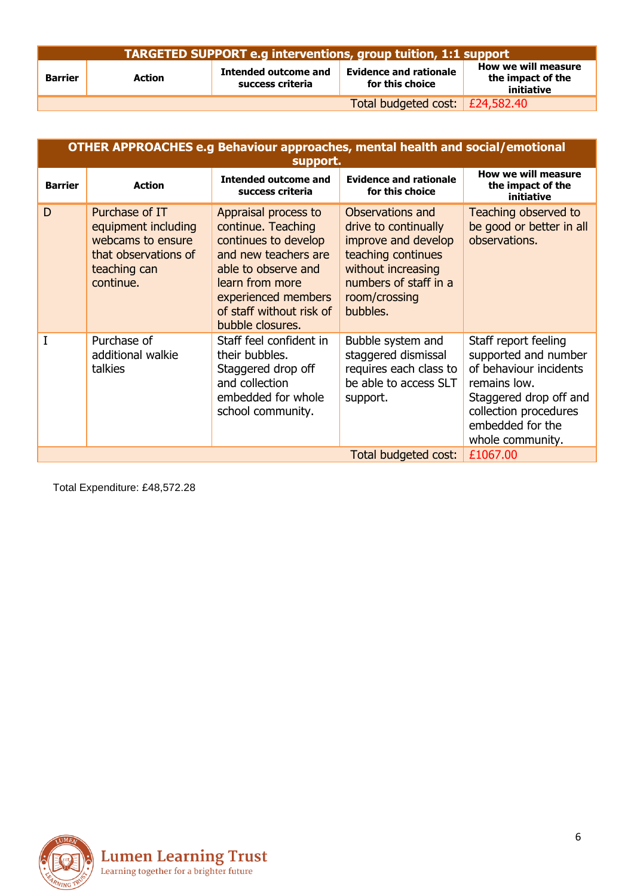| TARGETED SUPPORT e.g interventions, group tuition, 1:1 support | | | | |
|---|---|---|---|---|
| **Barrier** | **Action** | **Intended outcome and success criteria** | **Evidence and rationale for this choice** | **How we will measure the impact of the initiative** |
| | | | Total budgeted cost: | £24,582.40 |

| OTHER APPROACHES e.g Behaviour approaches, mental health and social/emotional support. | | | | |
|---|---|---|---|---|
| **Barrier** | **Action** | **Intended outcome and success criteria** | **Evidence and rationale for this choice** | **How we will measure the impact of the initiative** |
| D | Purchase of IT equipment including webcams to ensure that observations of teaching can continue. | Appraisal process to continue. Teaching continues to develop and new teachers are able to observe and learn from more experienced members of staff without risk of bubble closures. | Observations and drive to continually improve and develop teaching continues without increasing numbers of staff in a room/crossing bubbles. | Teaching observed to be good or better in all observations. |
| I | Purchase of additional walkie talkies | Staff feel confident in their bubbles. Staggered drop off and collection embedded for whole school community. | Bubble system and staggered dismissal requires each class to be able to access SLT support. | Staff report feeling supported and number of behaviour incidents remains low. Staggered drop off and collection procedures embedded for the whole community. |
| | | | Total budgeted cost: | £1067.00 |

Total Expenditure: £48,572.28

Lumen Learning Trust
Learning together for a brighter future